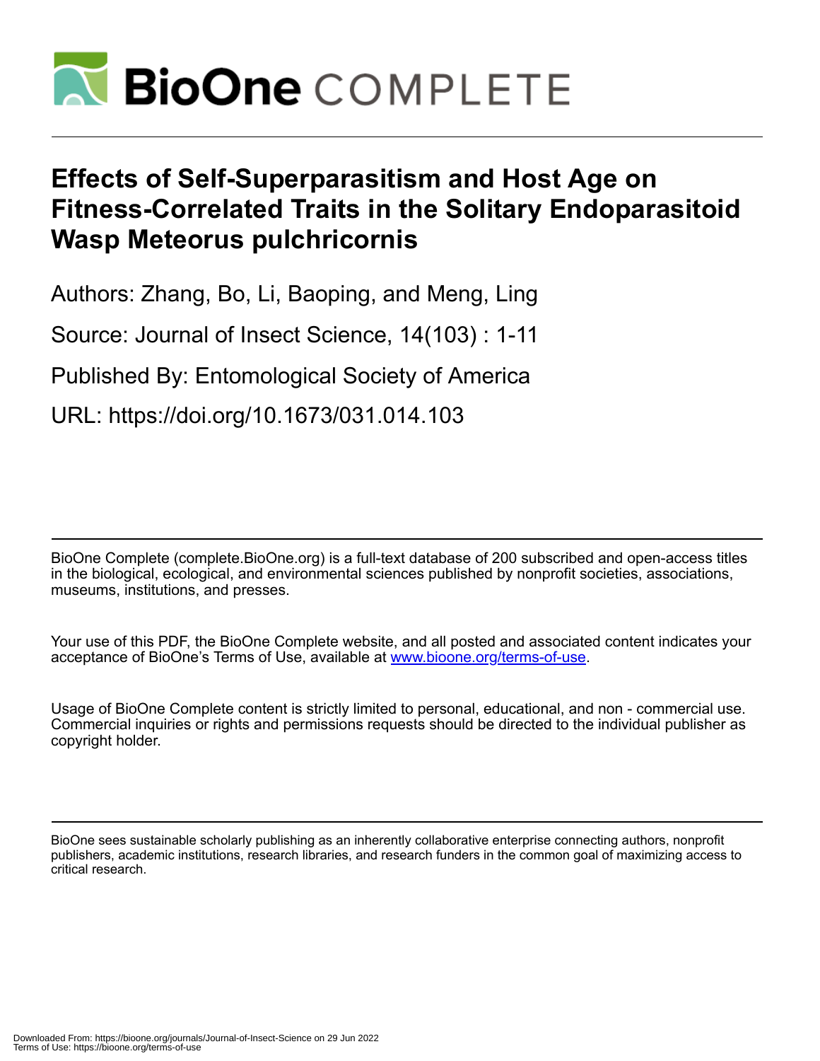# Effects of Self-Superparasitism and Host Age on Fitness-Correlated Traits in the Solitary Endoparasitoid Wasp Meteorus pulchricornis

Authors: Zhang, Bo, Li, Baoping, and Meng, Ling

Source: Journal of Insect Science, 14(103) : 1-11

Published By: Entomological Society of America

URL: https://doi.org/10.1673/031.014.103

BioOne Complete (complete.BioOne.org) is a full-text database of 200 subscribed and open-access titles in the biological, ecological, and environmental sciences published by nonprofit societies, associations, museums, institutions, and presses.

Your use of this PDF, the BioOne Complete website, and all posted and associated content indicates your acceptance of BioOne's Terms of Use, available at www.bioone.org/terms-of-use.

Usage of BioOne Complete content is strictly limited to personal, educational, and non - commercial use. Commercial inquiries or rights and permissions requests should be directed to the individual publisher as copyright holder.

BioOne sees sustainable scholarly publishing as an inherently collaborative enterprise connecting authors, nonprofit publishers, academic institutions, research libraries, and research funders in the common goal of maximizing access to critical research.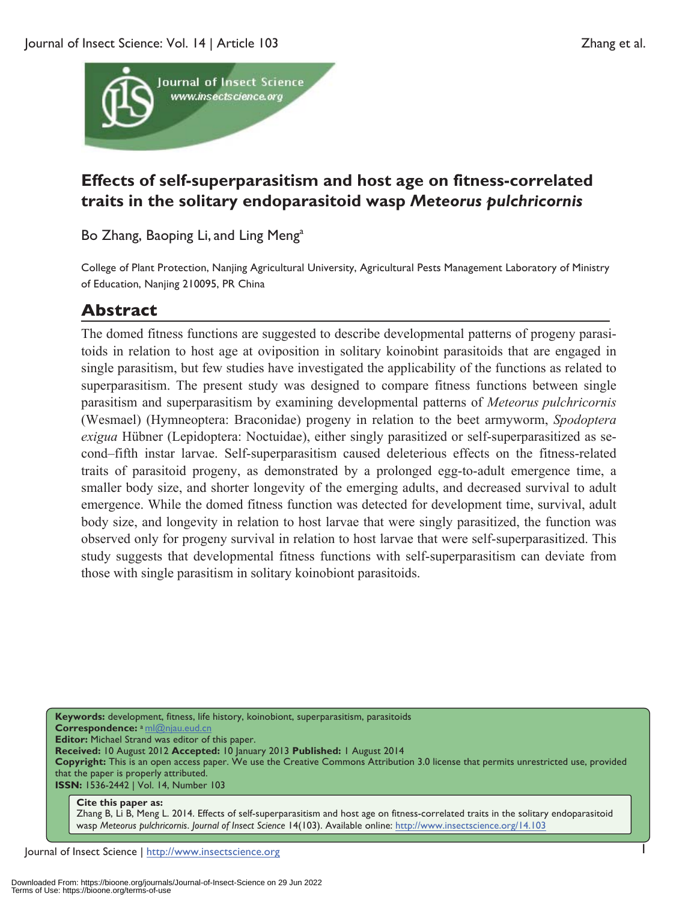# Effects of self-superparasitism and host age on fitness-correlated traits in the solitary endoparasitoid wasp *Meteorus pulchricornis*

Bo Zhang, Baoping Li, and Ling Meng[a]

College of Plant Protection, Nanjing Agricultural University, Agricultural Pests Management Laboratory of Ministry of Education, Nanjing 210095, PR China

## Abstract

The domed fitness functions are suggested to describe developmental patterns of progeny parasitoids in relation to host age at oviposition in solitary koinobint parasitoids that are engaged in single parasitism, but few studies have investigated the applicability of the functions as related to superparasitism. The present study was designed to compare fitness functions between single parasitism and superparasitism by examining developmental patterns of *Meteorus pulchricornis* (Wesmael) (Hymneoptera: Braconidae) progeny in relation to the beet armyworm, *Spodoptera exigua* Hübner (Lepidoptera: Noctuidae), either singly parasitized or self-superparasitized as second–fifth instar larvae. Self-superparasitism caused deleterious effects on the fitness-related traits of parasitoid progeny, as demonstrated by a prolonged egg-to-adult emergence time, a smaller body size, and shorter longevity of the emerging adults, and decreased survival to adult emergence. While the domed fitness function was detected for development time, survival, adult body size, and longevity in relation to host larvae that were singly parasitized, the function was observed only for progeny survival in relation to host larvae that were self-superparasitized. This study suggests that developmental fitness functions with self-superparasitism can deviate from those with single parasitism in solitary koinobiont parasitoids.

**Keywords:** development, fitness, life history, koinobiont, superparasitism, parasitoids
**Correspondence:** [a] ml@njau.eud.cn
**Editor:** Michael Strand was editor of this paper.
**Received:** 10 August 2012 **Accepted:** 10 January 2013 **Published:** 1 August 2014
**Copyright:** This is an open access paper. We use the Creative Commons Attribution 3.0 license that permits unrestricted use, provided that the paper is properly attributed.
**ISSN:** 1536-2442 | Vol. 14, Number 103

**Cite this paper as:**
Zhang B, Li B, Meng L. 2014. Effects of self-superparasitism and host age on fitness-correlated traits in the solitary endoparasitoid wasp *Meteorus pulchricornis*. *Journal of Insect Science* 14(103). Available online: http://www.insectscience.org/14.103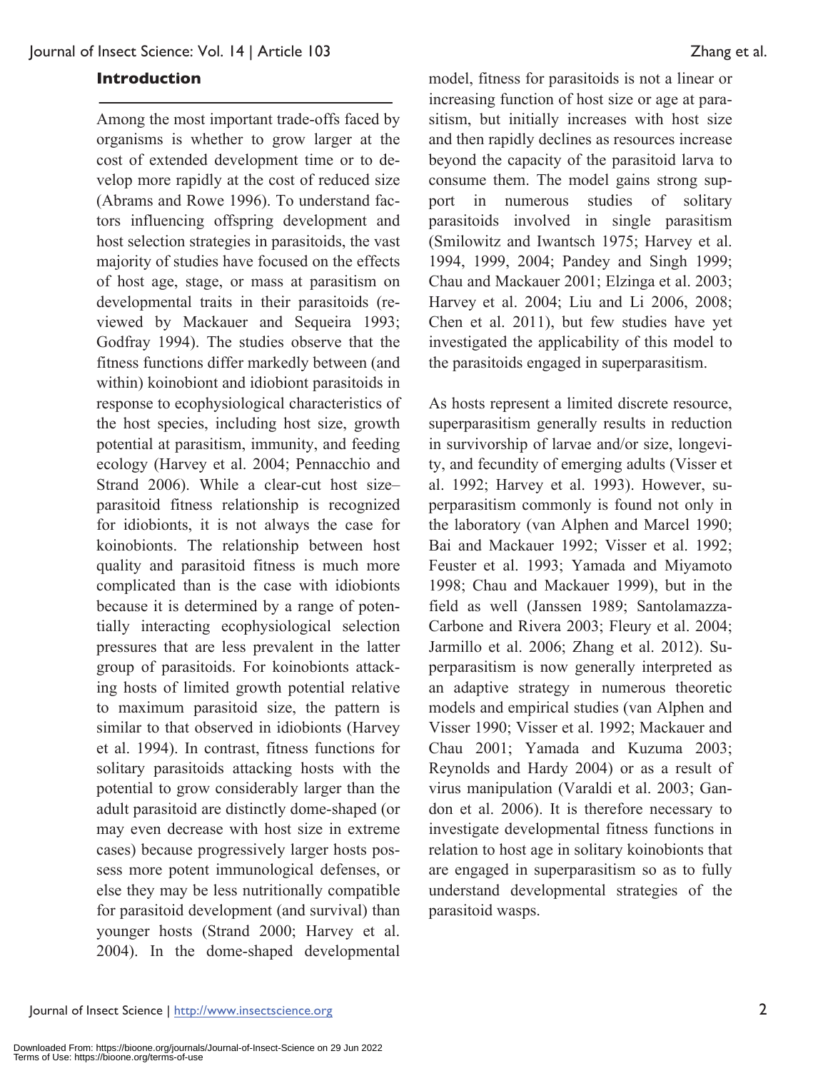## Introduction

Among the most important trade-offs faced by organisms is whether to grow larger at the cost of extended development time or to develop more rapidly at the cost of reduced size (Abrams and Rowe 1996). To understand factors influencing offspring development and host selection strategies in parasitoids, the vast majority of studies have focused on the effects of host age, stage, or mass at parasitism on developmental traits in their parasitoids (reviewed by Mackauer and Sequeira 1993; Godfray 1994). The studies observe that the fitness functions differ markedly between (and within) koinobiont and idiobiont parasitoids in response to ecophysiological characteristics of the host species, including host size, growth potential at parasitism, immunity, and feeding ecology (Harvey et al. 2004; Pennacchio and Strand 2006). While a clear-cut host size–parasitoid fitness relationship is recognized for idiobionts, it is not always the case for koinobionts. The relationship between host quality and parasitoid fitness is much more complicated than is the case with idiobionts because it is determined by a range of potentially interacting ecophysiological selection pressures that are less prevalent in the latter group of parasitoids. For koinobionts attacking hosts of limited growth potential relative to maximum parasitoid size, the pattern is similar to that observed in idiobionts (Harvey et al. 1994). In contrast, fitness functions for solitary parasitoids attacking hosts with the potential to grow considerably larger than the adult parasitoid are distinctly dome-shaped (or may even decrease with host size in extreme cases) because progressively larger hosts possess more potent immunological defenses, or else they may be less nutritionally compatible for parasitoid development (and survival) than younger hosts (Strand 2000; Harvey et al. 2004). In the dome-shaped developmental model, fitness for parasitoids is not a linear or increasing function of host size or age at parasitism, but initially increases with host size and then rapidly declines as resources increase beyond the capacity of the parasitoid larva to consume them. The model gains strong support in numerous studies of solitary parasitoids involved in single parasitism (Smilowitz and Iwantsch 1975; Harvey et al. 1994, 1999, 2004; Pandey and Singh 1999; Chau and Mackauer 2001; Elzinga et al. 2003; Harvey et al. 2004; Liu and Li 2006, 2008; Chen et al. 2011), but few studies have yet investigated the applicability of this model to the parasitoids engaged in superparasitism.

As hosts represent a limited discrete resource, superparasitism generally results in reduction in survivorship of larvae and/or size, longevity, and fecundity of emerging adults (Visser et al. 1992; Harvey et al. 1993). However, superparasitism commonly is found not only in the laboratory (van Alphen and Marcel 1990; Bai and Mackauer 1992; Visser et al. 1992; Feuster et al. 1993; Yamada and Miyamoto 1998; Chau and Mackauer 1999), but in the field as well (Janssen 1989; Santolamazza-Carbone and Rivera 2003; Fleury et al. 2004; Jarmillo et al. 2006; Zhang et al. 2012). Superparasitism is now generally interpreted as an adaptive strategy in numerous theoretic models and empirical studies (van Alphen and Visser 1990; Visser et al. 1992; Mackauer and Chau 2001; Yamada and Kuzuma 2003; Reynolds and Hardy 2004) or as a result of virus manipulation (Varaldi et al. 2003; Gandon et al. 2006). It is therefore necessary to investigate developmental fitness functions in relation to host age in solitary koinobionts that are engaged in superparasitism so as to fully understand developmental strategies of the parasitoid wasps.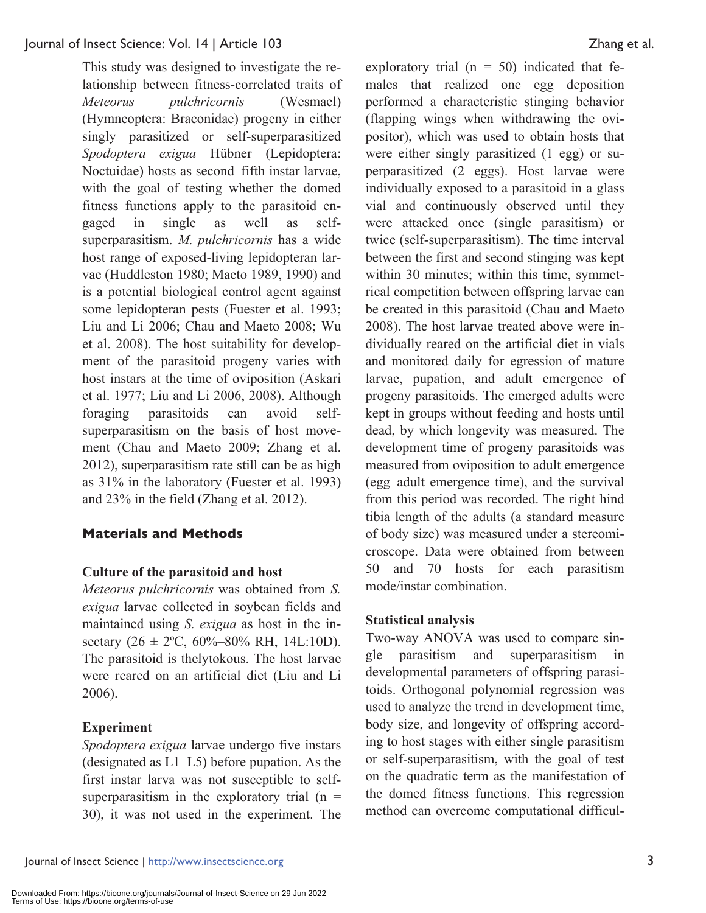This study was designed to investigate the relationship between fitness-correlated traits of *Meteorus pulchricornis* (Wesmael) (Hymneoptera: Braconidae) progeny in either singly parasitized or self-superparasitized *Spodoptera exigua* Hübner (Lepidoptera: Noctuidae) hosts as second–fifth instar larvae, with the goal of testing whether the domed fitness functions apply to the parasitoid engaged in single as well as self-superparasitism. *M. pulchricornis* has a wide host range of exposed-living lepidopteran larvae (Huddleston 1980; Maeto 1989, 1990) and is a potential biological control agent against some lepidopteran pests (Fuester et al. 1993; Liu and Li 2006; Chau and Maeto 2008; Wu et al. 2008). The host suitability for development of the parasitoid progeny varies with host instars at the time of oviposition (Askari et al. 1977; Liu and Li 2006, 2008). Although foraging parasitoids can avoid self-superparasitism on the basis of host movement (Chau and Maeto 2009; Zhang et al. 2012), superparasitism rate still can be as high as 31% in the laboratory (Fuester et al. 1993) and 23% in the field (Zhang et al. 2012).

## Materials and Methods

### Culture of the parasitoid and host

*Meteorus pulchricornis* was obtained from *S. exigua* larvae collected in soybean fields and maintained using *S. exigua* as host in the insectary (26 ± 2ºC, 60%–80% RH, 14L:10D). The parasitoid is thelytokous. The host larvae were reared on an artificial diet (Liu and Li 2006).

### Experiment

*Spodoptera exigua* larvae undergo five instars (designated as L1–L5) before pupation. As the first instar larva was not susceptible to self-superparasitism in the exploratory trial (n = 30), it was not used in the experiment. The exploratory trial (n = 50) indicated that females that realized one egg deposition performed a characteristic stinging behavior (flapping wings when withdrawing the ovipositor), which was used to obtain hosts that were either singly parasitized (1 egg) or superparasitized (2 eggs). Host larvae were individually exposed to a parasitoid in a glass vial and continuously observed until they were attacked once (single parasitism) or twice (self-superparasitism). The time interval between the first and second stinging was kept within 30 minutes; within this time, symmetrical competition between offspring larvae can be created in this parasitoid (Chau and Maeto 2008). The host larvae treated above were individually reared on the artificial diet in vials and monitored daily for egression of mature larvae, pupation, and adult emergence of progeny parasitoids. The emerged adults were kept in groups without feeding and hosts until dead, by which longevity was measured. The development time of progeny parasitoids was measured from oviposition to adult emergence (egg–adult emergence time), and the survival from this period was recorded. The right hind tibia length of the adults (a standard measure of body size) was measured under a stereomicroscope. Data were obtained from between 50 and 70 hosts for each parasitism mode/instar combination.

### Statistical analysis

Two-way ANOVA was used to compare single parasitism and superparasitism in developmental parameters of offspring parasitoids. Orthogonal polynomial regression was used to analyze the trend in development time, body size, and longevity of offspring according to host stages with either single parasitism or self-superparasitism, with the goal of test on the quadratic term as the manifestation of the domed fitness functions. This regression method can overcome computational difficul-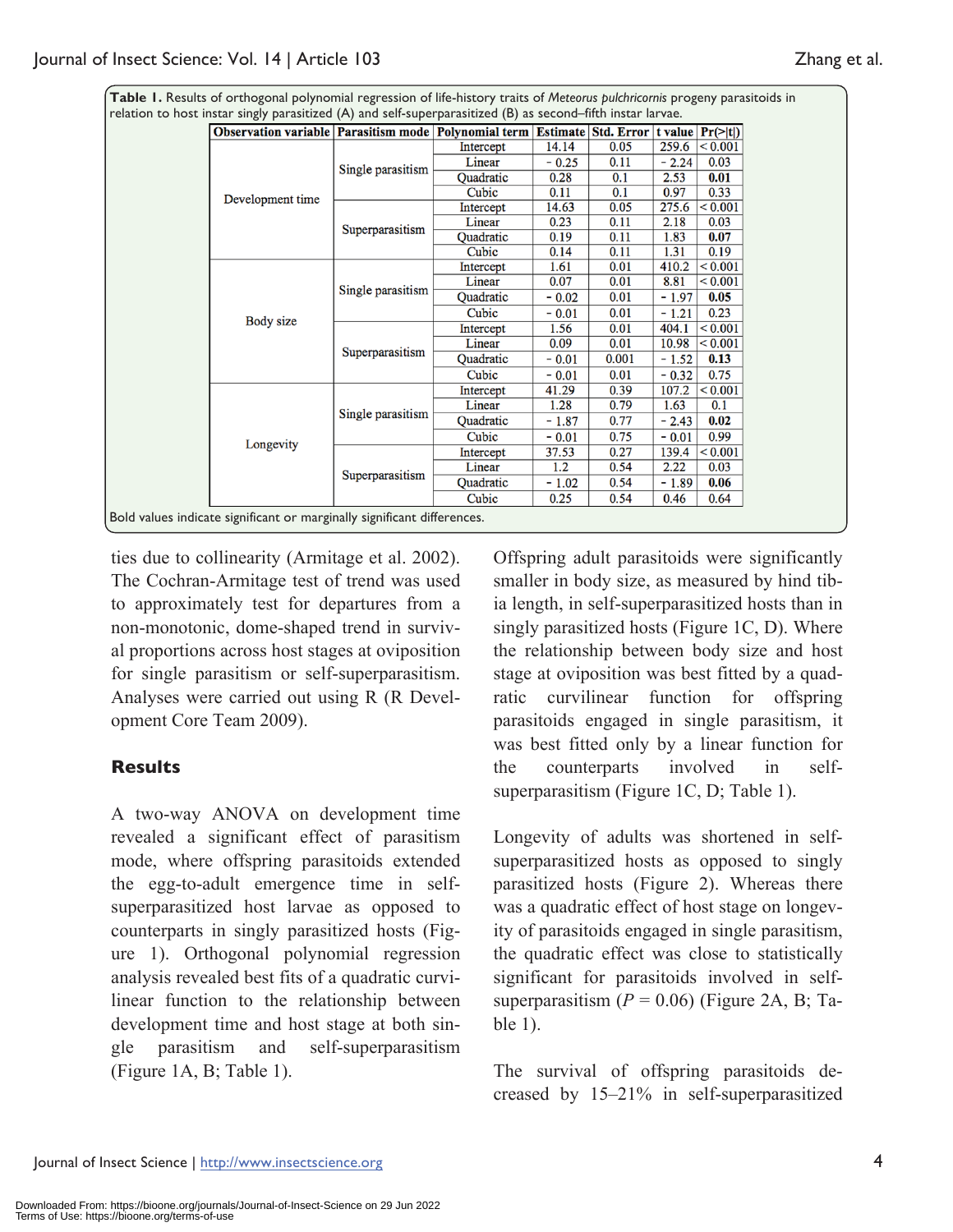**Table 1.** Results of orthogonal polynomial regression of life-history traits of *Meteorus pulchricornis* progeny parasitoids in relation to host instar singly parasitized (A) and self-superparasitized (B) as second–fifth instar larvae.

| Observation variable | Parasitism mode | Polynomial term | Estimate | Std. Error | t value | Pr(>\|t\|) |
|---|---|---|---|---|---|---|
| Development time | Single parasitism | Intercept | 14.14 | 0.05 | 259.6 | < 0.001 |
| | | Linear | − 0.25 | 0.11 | − 2.24 | 0.03 |
| | | Quadratic | 0.28 | 0.1 | 2.53 | **0.01** |
| | | Cubic | 0.11 | 0.1 | 0.97 | 0.33 |
| | Superparasitism | Intercept | 14.63 | 0.05 | 275.6 | < 0.001 |
| | | Linear | 0.23 | 0.11 | 2.18 | 0.03 |
| | | Quadratic | 0.19 | 0.11 | 1.83 | **0.07** |
| | | Cubic | 0.14 | 0.11 | 1.31 | 0.19 |
| Body size | Single parasitism | Intercept | 1.61 | 0.01 | 410.2 | < 0.001 |
| | | Linear | 0.07 | 0.01 | 8.81 | < 0.001 |
| | | Quadratic | − 0.02 | 0.01 | − 1.97 | **0.05** |
| | | Cubic | − 0.01 | 0.01 | − 1.21 | 0.23 |
| | Superparasitism | Intercept | 1.56 | 0.01 | 404.1 | < 0.001 |
| | | Linear | 0.09 | 0.01 | 10.98 | < 0.001 |
| | | Quadratic | − 0.01 | 0.001 | − 1.52 | **0.13** |
| | | Cubic | − 0.01 | 0.01 | − 0.32 | 0.75 |
| Longevity | Single parasitism | Intercept | 41.29 | 0.39 | 107.2 | < 0.001 |
| | | Linear | 1.28 | 0.79 | 1.63 | 0.1 |
| | | Quadratic | − 1.87 | 0.77 | − 2.43 | **0.02** |
| | | Cubic | − 0.01 | 0.75 | − 0.01 | 0.99 |
| | Superparasitism | Intercept | 37.53 | 0.27 | 139.4 | < 0.001 |
| | | Linear | 1.2 | 0.54 | 2.22 | 0.03 |
| | | Quadratic | − 1.02 | 0.54 | − 1.89 | **0.06** |
| | | Cubic | 0.25 | 0.54 | 0.46 | 0.64 |

Bold values indicate significant or marginally significant differences.

ties due to collinearity (Armitage et al. 2002). The Cochran-Armitage test of trend was used to approximately test for departures from a non-monotonic, dome-shaped trend in survival proportions across host stages at oviposition for single parasitism or self-superparasitism. Analyses were carried out using R (R Development Core Team 2009).

## Results

A two-way ANOVA on development time revealed a significant effect of parasitism mode, where offspring parasitoids extended the egg-to-adult emergence time in self-superparasitized host larvae as opposed to counterparts in singly parasitized hosts (Figure 1). Orthogonal polynomial regression analysis revealed best fits of a quadratic curvilinear function to the relationship between development time and host stage at both single parasitism and self-superparasitism (Figure 1A, B; Table 1).

Offspring adult parasitoids were significantly smaller in body size, as measured by hind tibia length, in self-superparasitized hosts than in singly parasitized hosts (Figure 1C, D). Where the relationship between body size and host stage at oviposition was best fitted by a quadratic curvilinear function for offspring parasitoids engaged in single parasitism, it was best fitted only by a linear function for the counterparts involved in self-superparasitism (Figure 1C, D; Table 1).

Longevity of adults was shortened in self-superparasitized hosts as opposed to singly parasitized hosts (Figure 2). Whereas there was a quadratic effect of host stage on longevity of parasitoids engaged in single parasitism, the quadratic effect was close to statistically significant for parasitoids involved in self-superparasitism ($P = 0.06$) (Figure 2A, B; Table 1).

The survival of offspring parasitoids decreased by 15–21% in self-superparasitized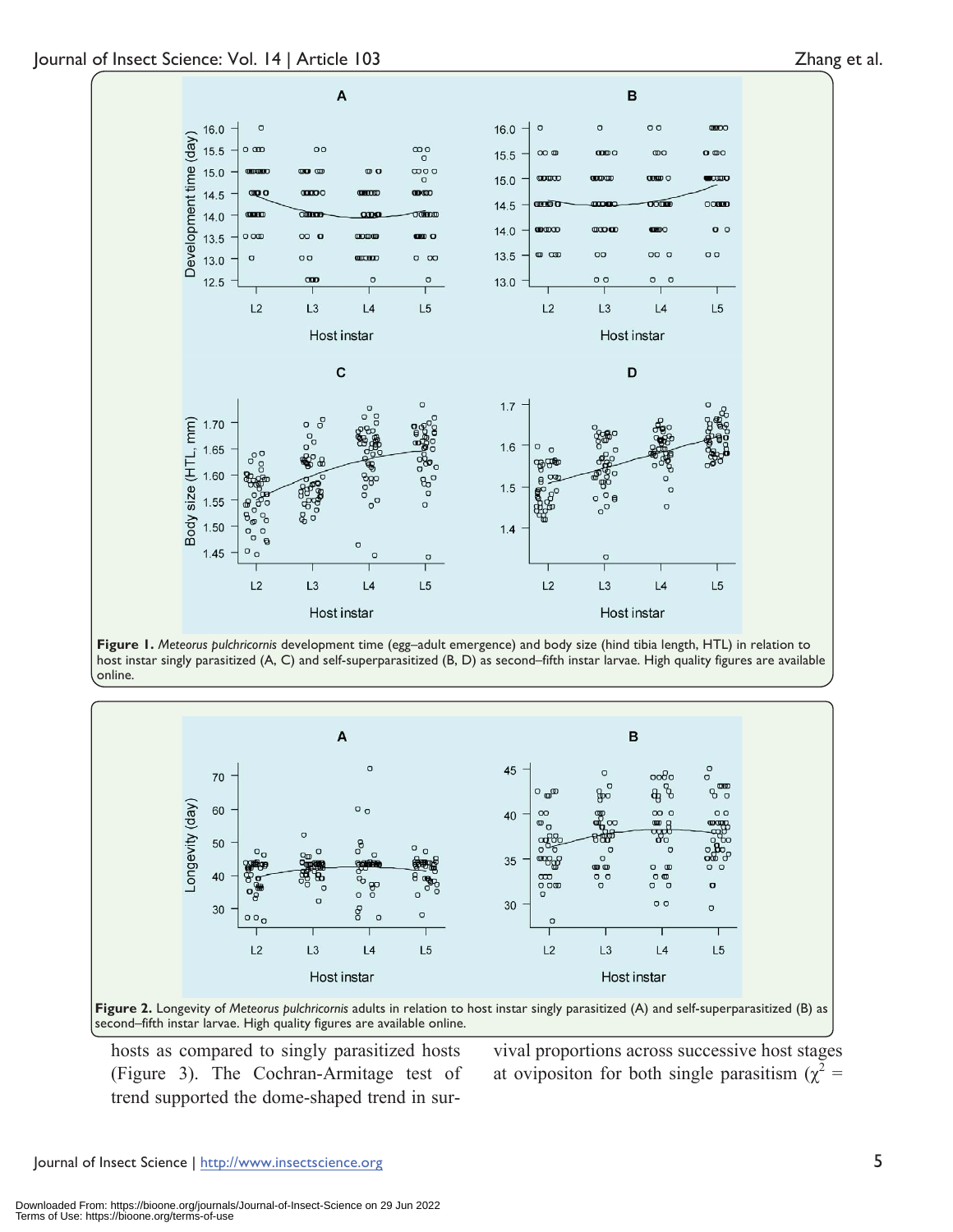**Figure 1.** *Meteorus pulchricornis* development time (egg–adult emergence) and body size (hind tibia length, HTL) in relation to host instar singly parasitized (A, C) and self-superparasitized (B, D) as second–fifth instar larvae. High quality figures are available online.

**Figure 2.** Longevity of *Meteorus pulchricornis* adults in relation to host instar singly parasitized (A) and self-superparasitized (B) as second–fifth instar larvae. High quality figures are available online.

hosts as compared to singly parasitized hosts (Figure 3). The Cochran-Armitage test of trend supported the dome-shaped trend in survival proportions across successive host stages at ovipositon for both single parasitism ($\chi^2$ =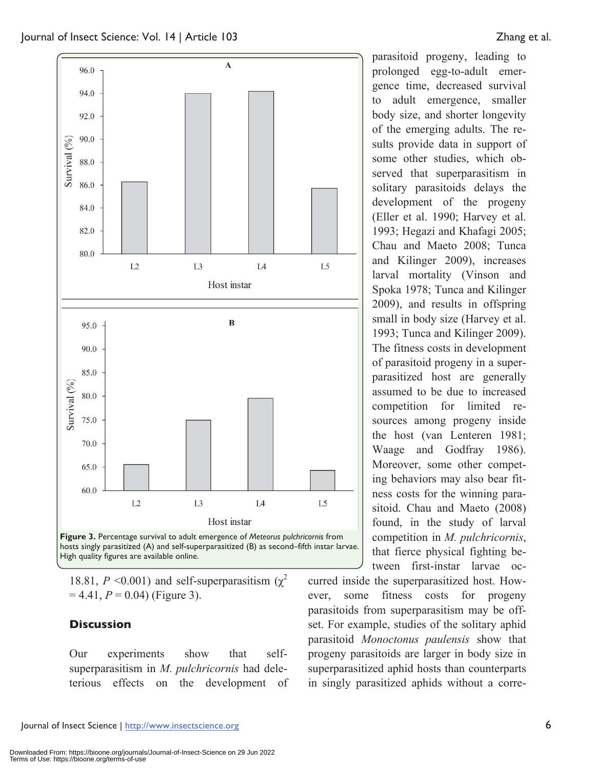Figure 3. Percentage survival to adult emergence of *Meteorus pulchricornis* from hosts singly parasitized (A) and self-superparasitized (B) as second–fifth instar larvae. High quality figures are available online.

18.81, $P$ <0.001) and self-superparasitism ($\chi^2$ = 4.41, $P$ = 0.04) (Figure 3).

## Discussion

Our experiments show that self-superparasitism in *M. pulchricornis* had deleterious effects on the development of parasitoid progeny, leading to prolonged egg-to-adult emergence time, decreased survival to adult emergence, smaller body size, and shorter longevity of the emerging adults. The results provide data in support of some other studies, which observed that superparasitism in solitary parasitoids delays the development of the progeny (Eller et al. 1990; Harvey et al. 1993; Hegazi and Khafagi 2005; Chau and Maeto 2008; Tunca and Kilinger 2009), increases larval mortality (Vinson and Spoka 1978; Tunca and Kilinger 2009), and results in offspring small in body size (Harvey et al. 1993; Tunca and Kilinger 2009). The fitness costs in development of parasitoid progeny in a superparasitized host are generally assumed to be due to increased competition for limited resources among progeny inside the host (van Lenteren 1981; Waage and Godfray 1986). Moreover, some other competing behaviors may also bear fitness costs for the winning parasitoid. Chau and Maeto (2008) found, in the study of larval competition in *M. pulchricornis*, that fierce physical fighting between first-instar larvae occurred inside the superparasitized host. However, some fitness costs for progeny parasitoids from superparasitism may be offset. For example, studies of the solitary aphid parasitoid *Monoctonus paulensis* show that progeny parasitoids are larger in body size in superparasitized aphid hosts than counterparts in singly parasitized aphids without a corre-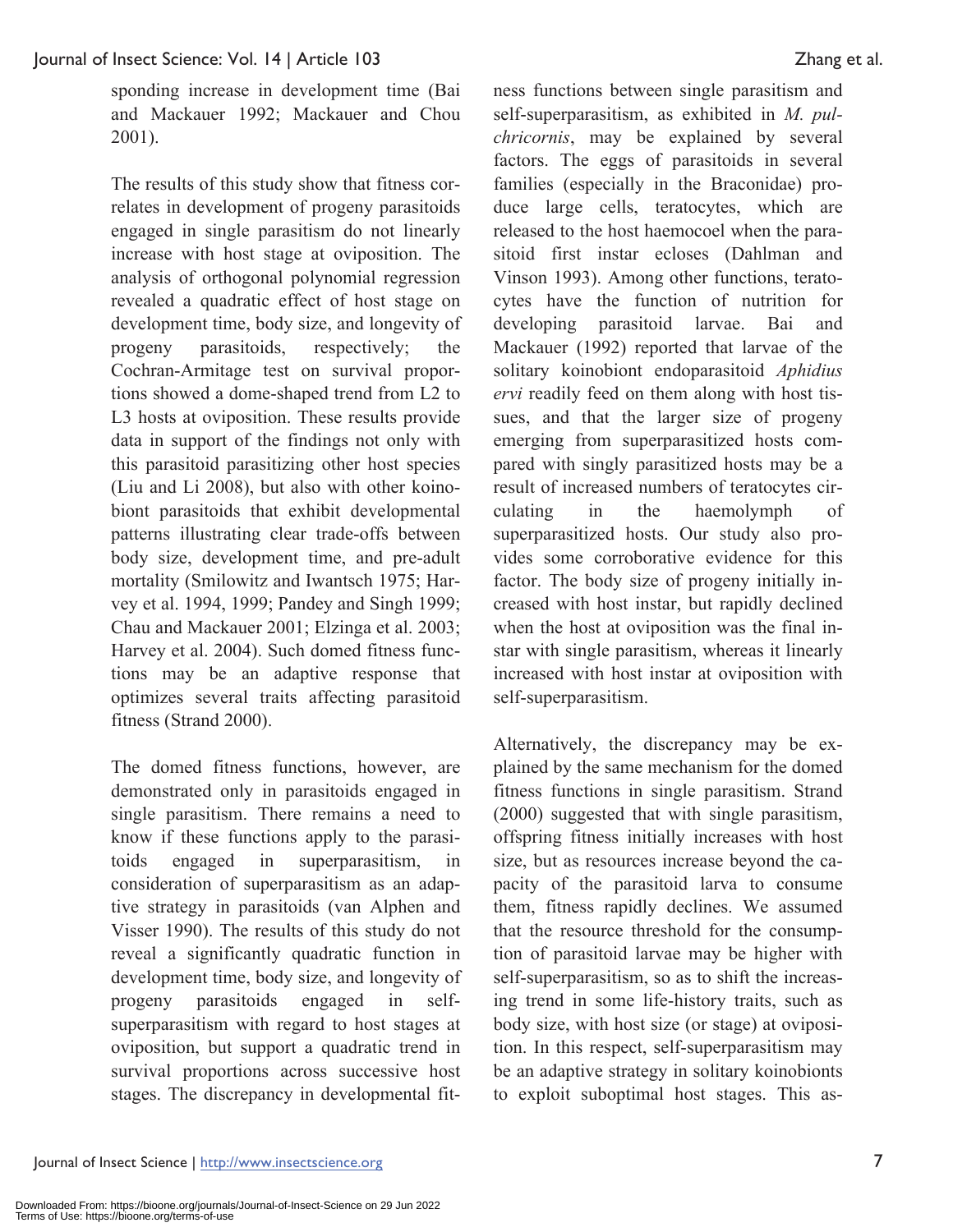sponding increase in development time (Bai and Mackauer 1992; Mackauer and Chou 2001).

The results of this study show that fitness correlates in development of progeny parasitoids engaged in single parasitism do not linearly increase with host stage at oviposition. The analysis of orthogonal polynomial regression revealed a quadratic effect of host stage on development time, body size, and longevity of progeny parasitoids, respectively; the Cochran-Armitage test on survival proportions showed a dome-shaped trend from L2 to L3 hosts at oviposition. These results provide data in support of the findings not only with this parasitoid parasitizing other host species (Liu and Li 2008), but also with other koinobiont parasitoids that exhibit developmental patterns illustrating clear trade-offs between body size, development time, and pre-adult mortality (Smilowitz and Iwantsch 1975; Harvey et al. 1994, 1999; Pandey and Singh 1999; Chau and Mackauer 2001; Elzinga et al. 2003; Harvey et al. 2004). Such domed fitness functions may be an adaptive response that optimizes several traits affecting parasitoid fitness (Strand 2000).

The domed fitness functions, however, are demonstrated only in parasitoids engaged in single parasitism. There remains a need to know if these functions apply to the parasitoids engaged in superparasitism, in consideration of superparasitism as an adaptive strategy in parasitoids (van Alphen and Visser 1990). The results of this study do not reveal a significantly quadratic function in development time, body size, and longevity of progeny parasitoids engaged in self-superparasitism with regard to host stages at oviposition, but support a quadratic trend in survival proportions across successive host stages. The discrepancy in developmental fitness functions between single parasitism and self-superparasitism, as exhibited in *M. pulchricornis*, may be explained by several factors. The eggs of parasitoids in several families (especially in the Braconidae) produce large cells, teratocytes, which are released to the host haemocoel when the parasitoid first instar ecloses (Dahlman and Vinson 1993). Among other functions, teratocytes have the function of nutrition for developing parasitoid larvae. Bai and Mackauer (1992) reported that larvae of the solitary koinobiont endoparasitoid *Aphidius ervi* readily feed on them along with host tissues, and that the larger size of progeny emerging from superparasitized hosts compared with singly parasitized hosts may be a result of increased numbers of teratocytes circulating in the haemolymph of superparasitized hosts. Our study also provides some corroborative evidence for this factor. The body size of progeny initially increased with host instar, but rapidly declined when the host at oviposition was the final instar with single parasitism, whereas it linearly increased with host instar at oviposition with self-superparasitism.

Alternatively, the discrepancy may be explained by the same mechanism for the domed fitness functions in single parasitism. Strand (2000) suggested that with single parasitism, offspring fitness initially increases with host size, but as resources increase beyond the capacity of the parasitoid larva to consume them, fitness rapidly declines. We assumed that the resource threshold for the consumption of parasitoid larvae may be higher with self-superparasitism, so as to shift the increasing trend in some life-history traits, such as body size, with host size (or stage) at oviposition. In this respect, self-superparasitism may be an adaptive strategy in solitary koinobionts to exploit suboptimal host stages. This as-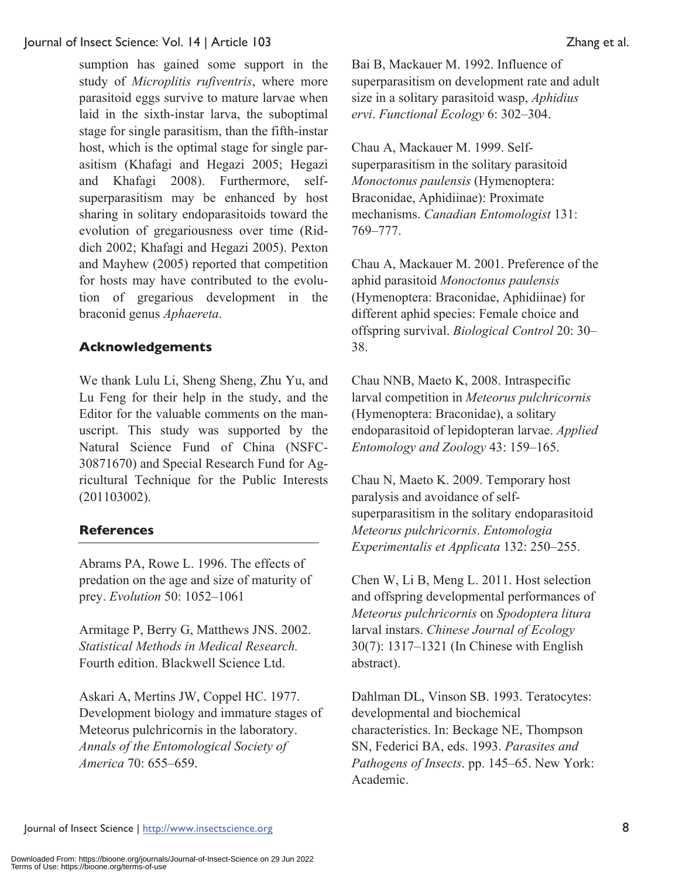sumption has gained some support in the study of *Microplitis rufiventris*, where more parasitoid eggs survive to mature larvae when laid in the sixth-instar larva, the suboptimal stage for single parasitism, than the fifth-instar host, which is the optimal stage for single parasitism (Khafagi and Hegazi 2005; Hegazi and Khafagi 2008). Furthermore, self-superparasitism may be enhanced by host sharing in solitary endoparasitoids toward the evolution of gregariousness over time (Riddich 2002; Khafagi and Hegazi 2005). Pexton and Mayhew (2005) reported that competition for hosts may have contributed to the evolution of gregarious development in the braconid genus *Aphaereta*.

## Acknowledgements

We thank Lulu Li, Sheng Sheng, Zhu Yu, and Lu Feng for their help in the study, and the Editor for the valuable comments on the manuscript. This study was supported by the Natural Science Fund of China (NSFC-30871670) and Special Research Fund for Agricultural Technique for the Public Interests (201103002).

## References

Abrams PA, Rowe L. 1996. The effects of predation on the age and size of maturity of prey. *Evolution* 50: 1052–1061

Armitage P, Berry G, Matthews JNS. 2002. *Statistical Methods in Medical Research.* Fourth edition. Blackwell Science Ltd.

Askari A, Mertins JW, Coppel HC. 1977. Development biology and immature stages of Meteorus pulchricornis in the laboratory. *Annals of the Entomological Society of America* 70: 655–659.

Bai B, Mackauer M. 1992. Influence of superparasitism on development rate and adult size in a solitary parasitoid wasp, *Aphidius ervi*. *Functional Ecology* 6: 302–304.

Chau A, Mackauer M. 1999. Self-superparasitism in the solitary parasitoid *Monoctonus paulensis* (Hymenoptera: Braconidae, Aphidiinae): Proximate mechanisms. *Canadian Entomologist* 131: 769–777.

Chau A, Mackauer M. 2001. Preference of the aphid parasitoid *Monoctonus paulensis* (Hymenoptera: Braconidae, Aphidiinae) for different aphid species: Female choice and offspring survival. *Biological Control* 20: 30–38.

Chau NNB, Maeto K, 2008. Intraspecific larval competition in *Meteorus pulchricornis* (Hymenoptera: Braconidae), a solitary endoparasitoid of lepidopteran larvae. *Applied Entomology and Zoology* 43: 159–165.

Chau N, Maeto K. 2009. Temporary host paralysis and avoidance of self-superparasitism in the solitary endoparasitoid *Meteorus pulchricornis*. *Entomologia Experimentalis et Applicata* 132: 250–255.

Chen W, Li B, Meng L. 2011. Host selection and offspring developmental performances of *Meteorus pulchricornis* on *Spodoptera litura* larval instars. *Chinese Journal of Ecology* 30(7): 1317–1321 (In Chinese with English abstract).

Dahlman DL, Vinson SB. 1993. Teratocytes: developmental and biochemical characteristics. In: Beckage NE, Thompson SN, Federici BA, eds. 1993. *Parasites and Pathogens of Insects*. pp. 145–65. New York: Academic.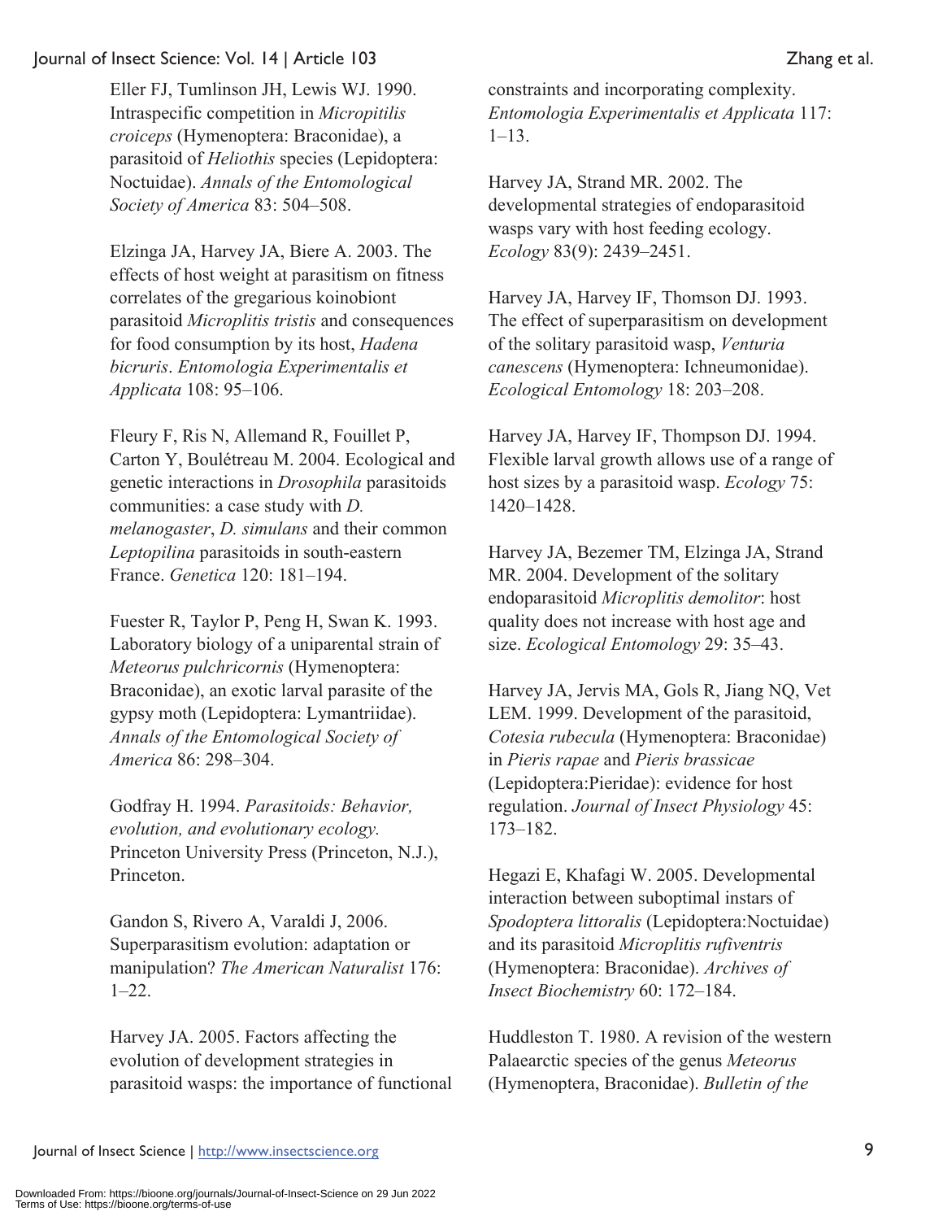Eller FJ, Tumlinson JH, Lewis WJ. 1990. Intraspecific competition in *Micropitilis croiceps* (Hymenoptera: Braconidae), a parasitoid of *Heliothis* species (Lepidoptera: Noctuidae). *Annals of the Entomological Society of America* 83: 504–508.

Elzinga JA, Harvey JA, Biere A. 2003. The effects of host weight at parasitism on fitness correlates of the gregarious koinobiont parasitoid *Microplitis tristis* and consequences for food consumption by its host, *Hadena bicruris*. *Entomologia Experimentalis et Applicata* 108: 95–106.

Fleury F, Ris N, Allemand R, Fouillet P, Carton Y, Boulétreau M. 2004. Ecological and genetic interactions in *Drosophila* parasitoids communities: a case study with *D. melanogaster*, *D. simulans* and their common *Leptopilina* parasitoids in south-eastern France. *Genetica* 120: 181–194.

Fuester R, Taylor P, Peng H, Swan K. 1993. Laboratory biology of a uniparental strain of *Meteorus pulchricornis* (Hymenoptera: Braconidae), an exotic larval parasite of the gypsy moth (Lepidoptera: Lymantriidae). *Annals of the Entomological Society of America* 86: 298–304.

Godfray H. 1994. *Parasitoids: Behavior, evolution, and evolutionary ecology.* Princeton University Press (Princeton, N.J.), Princeton.

Gandon S, Rivero A, Varaldi J, 2006. Superparasitism evolution: adaptation or manipulation? *The American Naturalist* 176: 1–22.

Harvey JA. 2005. Factors affecting the evolution of development strategies in parasitoid wasps: the importance of functional constraints and incorporating complexity. *Entomologia Experimentalis et Applicata* 117: 1–13.

Harvey JA, Strand MR. 2002. The developmental strategies of endoparasitoid wasps vary with host feeding ecology. *Ecology* 83(9): 2439–2451.

Harvey JA, Harvey IF, Thomson DJ. 1993. The effect of superparasitism on development of the solitary parasitoid wasp, *Venturia canescens* (Hymenoptera: Ichneumonidae). *Ecological Entomology* 18: 203–208.

Harvey JA, Harvey IF, Thompson DJ. 1994. Flexible larval growth allows use of a range of host sizes by a parasitoid wasp. *Ecology* 75: 1420–1428.

Harvey JA, Bezemer TM, Elzinga JA, Strand MR. 2004. Development of the solitary endoparasitoid *Microplitis demolitor*: host quality does not increase with host age and size. *Ecological Entomology* 29: 35–43.

Harvey JA, Jervis MA, Gols R, Jiang NQ, Vet LEM. 1999. Development of the parasitoid, *Cotesia rubecula* (Hymenoptera: Braconidae) in *Pieris rapae* and *Pieris brassicae* (Lepidoptera:Pieridae): evidence for host regulation. *Journal of Insect Physiology* 45: 173–182.

Hegazi E, Khafagi W. 2005. Developmental interaction between suboptimal instars of *Spodoptera littoralis* (Lepidoptera:Noctuidae) and its parasitoid *Microplitis rufiventris* (Hymenoptera: Braconidae). *Archives of Insect Biochemistry* 60: 172–184.

Huddleston T. 1980. A revision of the western Palaearctic species of the genus *Meteorus* (Hymenoptera, Braconidae). *Bulletin of the*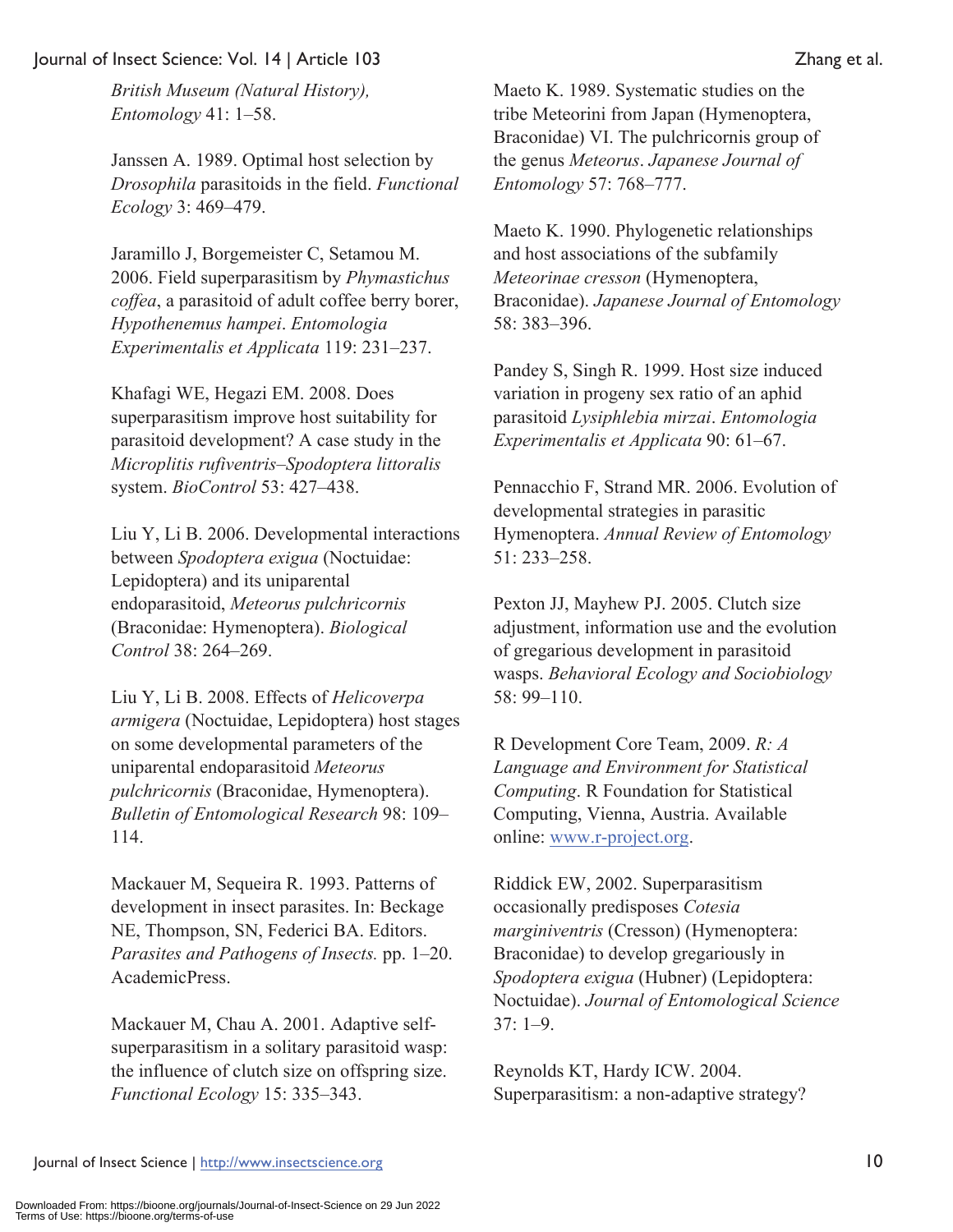*British Museum (Natural History), Entomology* 41: 1–58.

Janssen A. 1989. Optimal host selection by *Drosophila* parasitoids in the field. *Functional Ecology* 3: 469–479.

Jaramillo J, Borgemeister C, Setamou M. 2006. Field superparasitism by *Phymastichus coffea*, a parasitoid of adult coffee berry borer, *Hypothenemus hampei*. *Entomologia Experimentalis et Applicata* 119: 231–237.

Khafagi WE, Hegazi EM. 2008. Does superparasitism improve host suitability for parasitoid development? A case study in the *Microplitis rufiventris–Spodoptera littoralis* system. *BioControl* 53: 427–438.

Liu Y, Li B. 2006. Developmental interactions between *Spodoptera exigua* (Noctuidae: Lepidoptera) and its uniparental endoparasitoid, *Meteorus pulchricornis* (Braconidae: Hymenoptera). *Biological Control* 38: 264–269.

Liu Y, Li B. 2008. Effects of *Helicoverpa armigera* (Noctuidae, Lepidoptera) host stages on some developmental parameters of the uniparental endoparasitoid *Meteorus pulchricornis* (Braconidae, Hymenoptera). *Bulletin of Entomological Research* 98: 109–114.

Mackauer M, Sequeira R. 1993. Patterns of development in insect parasites. In: Beckage NE, Thompson, SN, Federici BA. Editors. *Parasites and Pathogens of Insects.* pp. 1–20. AcademicPress.

Mackauer M, Chau A. 2001. Adaptive self-superparasitism in a solitary parasitoid wasp: the influence of clutch size on offspring size. *Functional Ecology* 15: 335–343.

Maeto K. 1989. Systematic studies on the tribe Meteorini from Japan (Hymenoptera, Braconidae) VI. The pulchricornis group of the genus *Meteorus*. *Japanese Journal of Entomology* 57: 768–777.

Maeto K. 1990. Phylogenetic relationships and host associations of the subfamily *Meteorinae cresson* (Hymenoptera, Braconidae). *Japanese Journal of Entomology* 58: 383–396.

Pandey S, Singh R. 1999. Host size induced variation in progeny sex ratio of an aphid parasitoid *Lysiphlebia mirzai*. *Entomologia Experimentalis et Applicata* 90: 61–67.

Pennacchio F, Strand MR. 2006. Evolution of developmental strategies in parasitic Hymenoptera. *Annual Review of Entomology* 51: 233–258.

Pexton JJ, Mayhew PJ. 2005. Clutch size adjustment, information use and the evolution of gregarious development in parasitoid wasps. *Behavioral Ecology and Sociobiology* 58: 99–110.

R Development Core Team, 2009. *R: A Language and Environment for Statistical Computing*. R Foundation for Statistical Computing, Vienna, Austria. Available online: www.r-project.org.

Riddick EW, 2002. Superparasitism occasionally predisposes *Cotesia marginiventris* (Cresson) (Hymenoptera: Braconidae) to develop gregariously in *Spodoptera exigua* (Hubner) (Lepidoptera: Noctuidae). *Journal of Entomological Science* 37: 1–9.

Reynolds KT, Hardy ICW. 2004. Superparasitism: a non-adaptive strategy?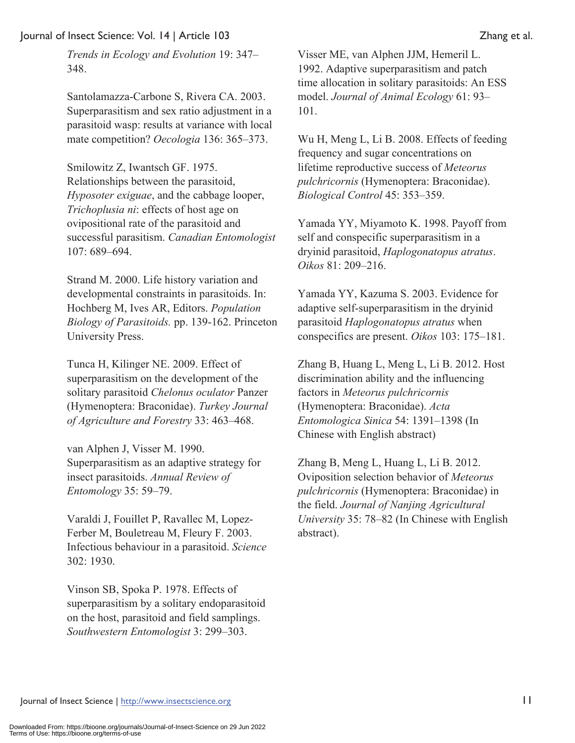*Trends in Ecology and Evolution* 19: 347–348.

Santolamazza-Carbone S, Rivera CA. 2003. Superparasitism and sex ratio adjustment in a parasitoid wasp: results at variance with local mate competition? *Oecologia* 136: 365–373.

Smilowitz Z, Iwantsch GF. 1975. Relationships between the parasitoid, *Hyposoter exiguae*, and the cabbage looper, *Trichoplusia ni*: effects of host age on ovipositional rate of the parasitoid and successful parasitism. *Canadian Entomologist* 107: 689–694.

Strand M. 2000. Life history variation and developmental constraints in parasitoids. In: Hochberg M, Ives AR, Editors. *Population Biology of Parasitoids.* pp. 139-162. Princeton University Press.

Tunca H, Kilinger NE. 2009. Effect of superparasitism on the development of the solitary parasitoid *Chelonus oculator* Panzer (Hymenoptera: Braconidae). *Turkey Journal of Agriculture and Forestry* 33: 463–468.

van Alphen J, Visser M. 1990. Superparasitism as an adaptive strategy for insect parasitoids. *Annual Review of Entomology* 35: 59–79.

Varaldi J, Fouillet P, Ravallec M, Lopez-Ferber M, Bouletreau M, Fleury F. 2003. Infectious behaviour in a parasitoid. *Science* 302: 1930.

Vinson SB, Spoka P. 1978. Effects of superparasitism by a solitary endoparasitoid on the host, parasitoid and field samplings. *Southwestern Entomologist* 3: 299–303.

Visser ME, van Alphen JJM, Hemeril L. 1992. Adaptive superparasitism and patch time allocation in solitary parasitoids: An ESS model. *Journal of Animal Ecology* 61: 93–101.

Wu H, Meng L, Li B. 2008. Effects of feeding frequency and sugar concentrations on lifetime reproductive success of *Meteorus pulchricornis* (Hymenoptera: Braconidae). *Biological Control* 45: 353–359.

Yamada YY, Miyamoto K. 1998. Payoff from self and conspecific superparasitism in a dryinid parasitoid, *Haplogonatopus atratus*. *Oikos* 81: 209–216.

Yamada YY, Kazuma S. 2003. Evidence for adaptive self-superparasitism in the dryinid parasitoid *Haplogonatopus atratus* when conspecifics are present. *Oikos* 103: 175–181.

Zhang B, Huang L, Meng L, Li B. 2012. Host discrimination ability and the influencing factors in *Meteorus pulchricornis* (Hymenoptera: Braconidae). *Acta Entomologica Sinica* 54: 1391–1398 (In Chinese with English abstract)

Zhang B, Meng L, Huang L, Li B. 2012. Oviposition selection behavior of *Meteorus pulchricornis* (Hymenoptera: Braconidae) in the field. *Journal of Nanjing Agricultural University* 35: 78–82 (In Chinese with English abstract).